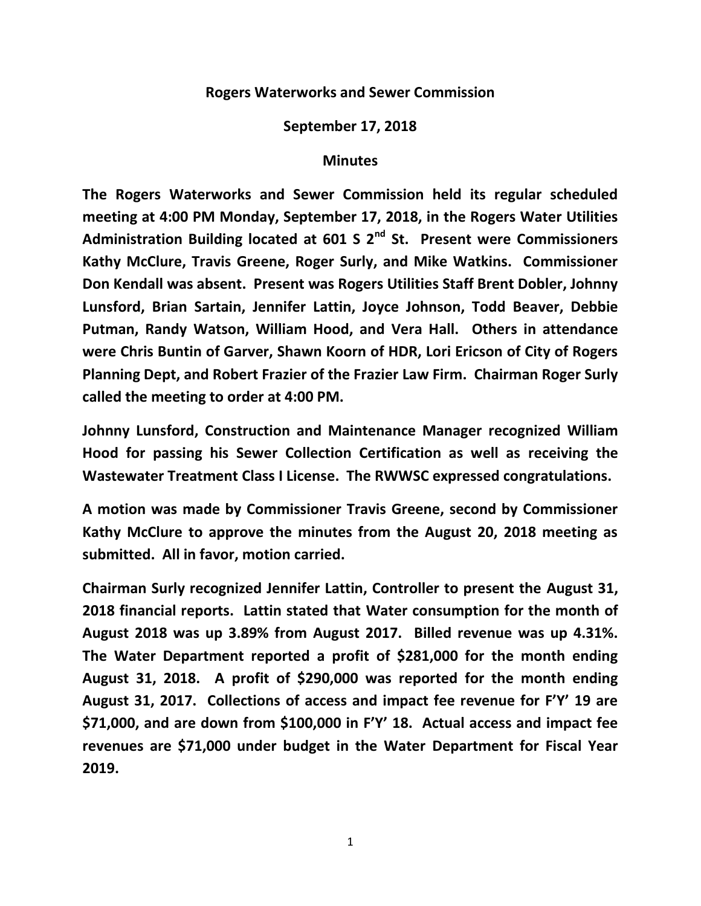**Rogers Waterworks and Sewer Commission**

**September 17, 2018**

**Minutes**

**The Rogers Waterworks and Sewer Commission held its regular scheduled meeting at 4:00 PM Monday, September 17, 2018, in the Rogers Water Utilities Administration Building located at 601 S 2nd St. Present were Commissioners Kathy McClure, Travis Greene, Roger Surly, and Mike Watkins. Commissioner Don Kendall was absent. Present was Rogers Utilities Staff Brent Dobler, Johnny Lunsford, Brian Sartain, Jennifer Lattin, Joyce Johnson, Todd Beaver, Debbie Putman, Randy Watson, William Hood, and Vera Hall. Others in attendance were Chris Buntin of Garver, Shawn Koorn of HDR, Lori Ericson of City of Rogers Planning Dept, and Robert Frazier of the Frazier Law Firm. Chairman Roger Surly called the meeting to order at 4:00 PM.**

**Johnny Lunsford, Construction and Maintenance Manager recognized William Hood for passing his Sewer Collection Certification as well as receiving the Wastewater Treatment Class I License. The RWWSC expressed congratulations.**

**A motion was made by Commissioner Travis Greene, second by Commissioner Kathy McClure to approve the minutes from the August 20, 2018 meeting as submitted. All in favor, motion carried.**

**Chairman Surly recognized Jennifer Lattin, Controller to present the August 31, 2018 financial reports. Lattin stated that Water consumption for the month of August 2018 was up 3.89% from August 2017. Billed revenue was up 4.31%. The Water Department reported a profit of $281,000 for the month ending August 31, 2018. A profit of $290,000 was reported for the month ending August 31, 2017. Collections of access and impact fee revenue for F'Y' 19 are $71,000, and are down from $100,000 in F'Y' 18. Actual access and impact fee revenues are $71,000 under budget in the Water Department for Fiscal Year 2019.**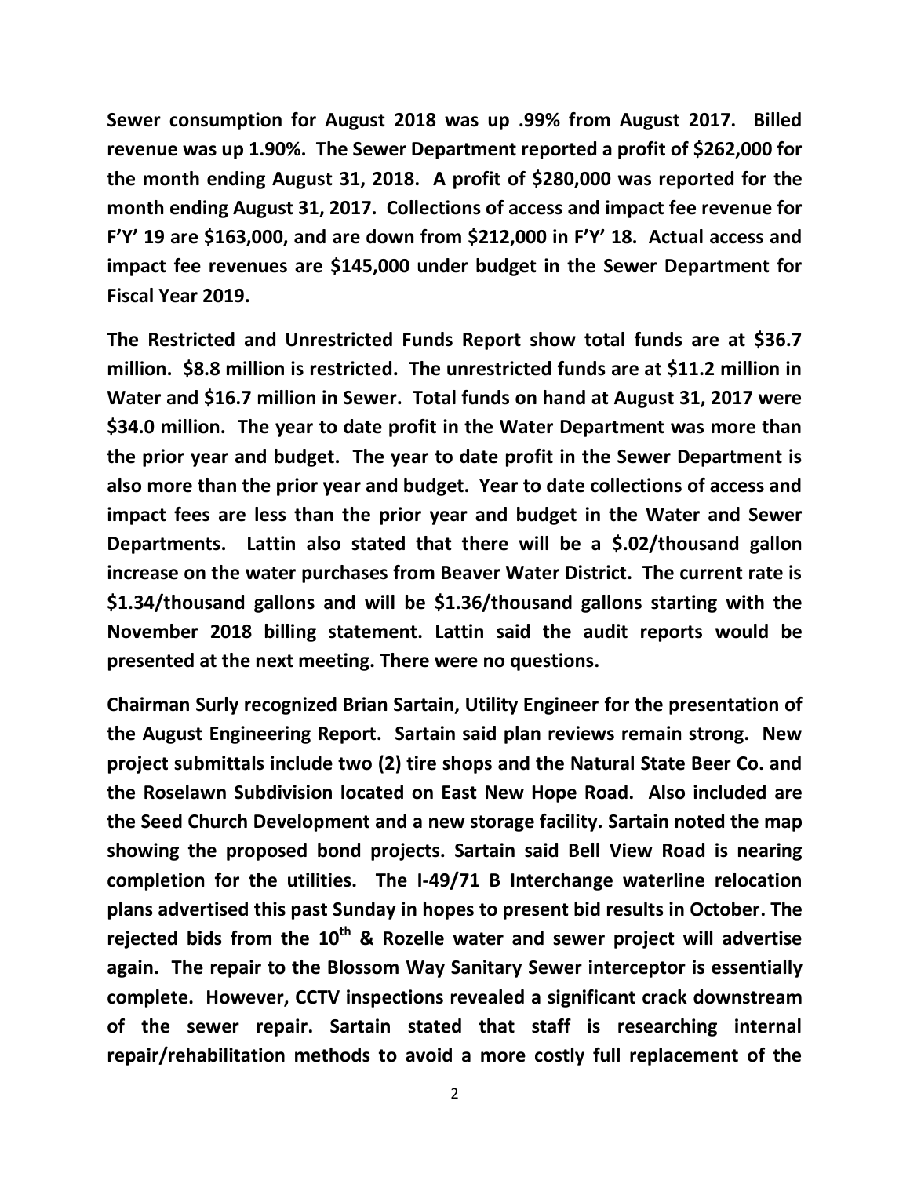**Sewer consumption for August 2018 was up .99% from August 2017. Billed revenue was up 1.90%. The Sewer Department reported a profit of $262,000 for the month ending August 31, 2018. A profit of $280,000 was reported for the month ending August 31, 2017. Collections of access and impact fee revenue for F'Y' 19 are $163,000, and are down from $212,000 in F'Y' 18. Actual access and impact fee revenues are $145,000 under budget in the Sewer Department for Fiscal Year 2019.**

**The Restricted and Unrestricted Funds Report show total funds are at $36.7 million. $8.8 million is restricted. The unrestricted funds are at $11.2 million in Water and $16.7 million in Sewer. Total funds on hand at August 31, 2017 were $34.0 million. The year to date profit in the Water Department was more than the prior year and budget. The year to date profit in the Sewer Department is also more than the prior year and budget. Year to date collections of access and impact fees are less than the prior year and budget in the Water and Sewer Departments. Lattin also stated that there will be a $.02/thousand gallon increase on the water purchases from Beaver Water District. The current rate is $1.34/thousand gallons and will be $1.36/thousand gallons starting with the November 2018 billing statement. Lattin said the audit reports would be presented at the next meeting. There were no questions.**

**Chairman Surly recognized Brian Sartain, Utility Engineer for the presentation of the August Engineering Report. Sartain said plan reviews remain strong. New project submittals include two (2) tire shops and the Natural State Beer Co. and the Roselawn Subdivision located on East New Hope Road. Also included are the Seed Church Development and a new storage facility. Sartain noted the map showing the proposed bond projects. Sartain said Bell View Road is nearing completion for the utilities. The I-49/71 B Interchange waterline relocation plans advertised this past Sunday in hopes to present bid results in October. The rejected bids from the 10th & Rozelle water and sewer project will advertise again. The repair to the Blossom Way Sanitary Sewer interceptor is essentially complete. However, CCTV inspections revealed a significant crack downstream of the sewer repair. Sartain stated that staff is researching internal repair/rehabilitation methods to avoid a more costly full replacement of the**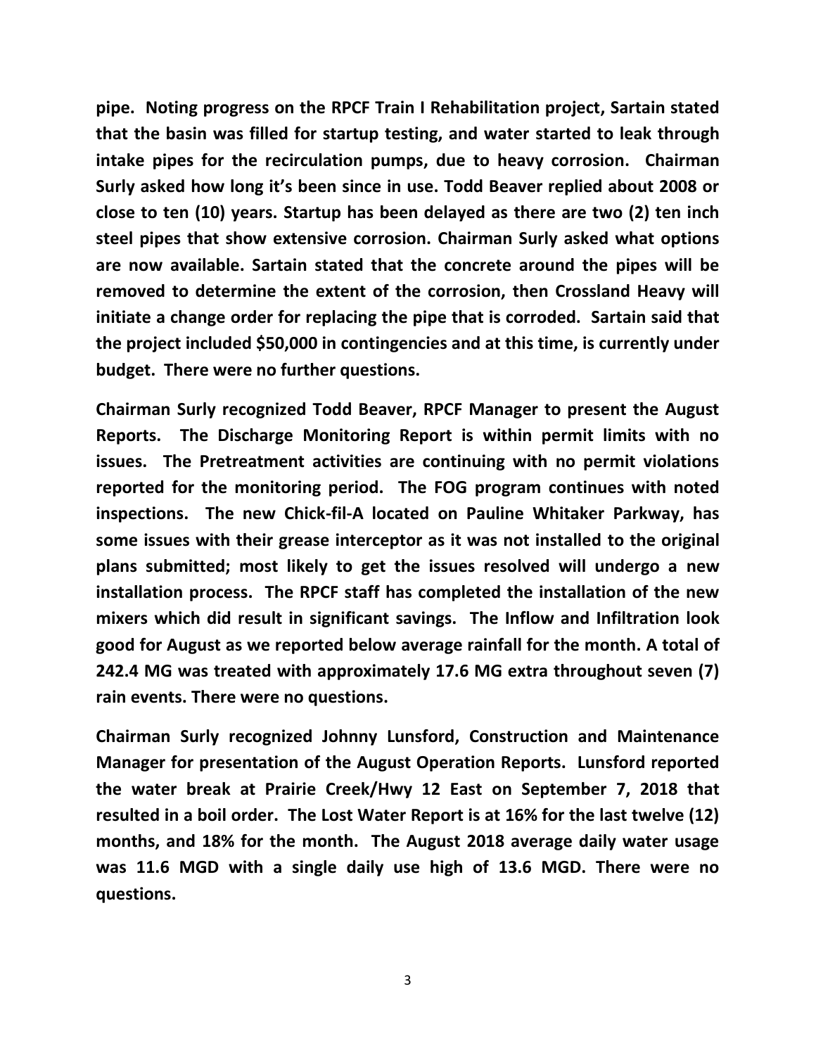**pipe. Noting progress on the RPCF Train I Rehabilitation project, Sartain stated that the basin was filled for startup testing, and water started to leak through intake pipes for the recirculation pumps, due to heavy corrosion. Chairman Surly asked how long it's been since in use. Todd Beaver replied about 2008 or close to ten (10) years. Startup has been delayed as there are two (2) ten inch steel pipes that show extensive corrosion. Chairman Surly asked what options are now available. Sartain stated that the concrete around the pipes will be removed to determine the extent of the corrosion, then Crossland Heavy will initiate a change order for replacing the pipe that is corroded. Sartain said that the project included $50,000 in contingencies and at this time, is currently under budget. There were no further questions.**

**Chairman Surly recognized Todd Beaver, RPCF Manager to present the August Reports. The Discharge Monitoring Report is within permit limits with no issues. The Pretreatment activities are continuing with no permit violations reported for the monitoring period. The FOG program continues with noted inspections. The new Chick-fil-A located on Pauline Whitaker Parkway, has some issues with their grease interceptor as it was not installed to the original plans submitted; most likely to get the issues resolved will undergo a new installation process. The RPCF staff has completed the installation of the new mixers which did result in significant savings. The Inflow and Infiltration look good for August as we reported below average rainfall for the month. A total of 242.4 MG was treated with approximately 17.6 MG extra throughout seven (7) rain events. There were no questions.**

**Chairman Surly recognized Johnny Lunsford, Construction and Maintenance Manager for presentation of the August Operation Reports. Lunsford reported the water break at Prairie Creek/Hwy 12 East on September 7, 2018 that resulted in a boil order. The Lost Water Report is at 16% for the last twelve (12) months, and 18% for the month. The August 2018 average daily water usage was 11.6 MGD with a single daily use high of 13.6 MGD. There were no questions.**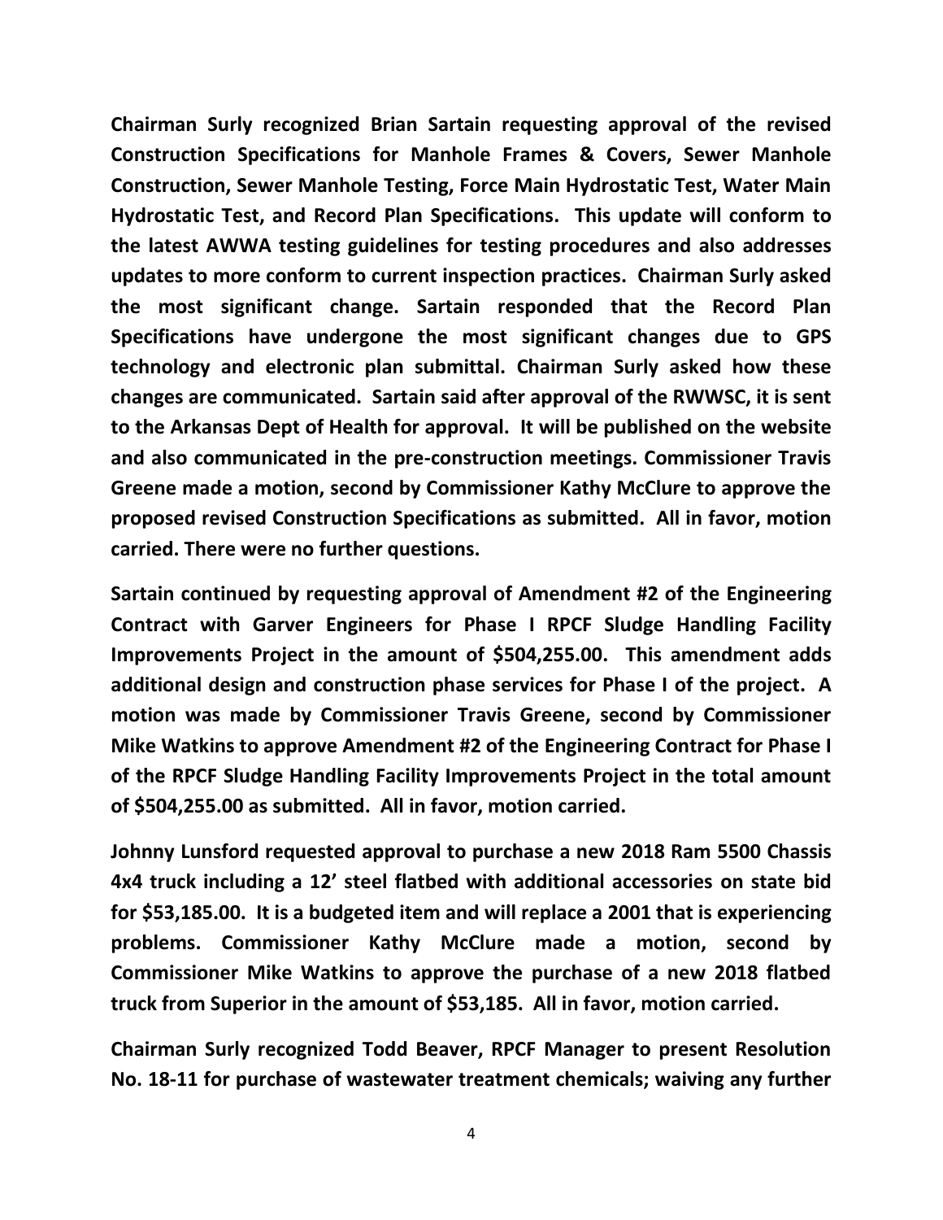**Chairman Surly recognized Brian Sartain requesting approval of the revised Construction Specifications for Manhole Frames & Covers, Sewer Manhole Construction, Sewer Manhole Testing, Force Main Hydrostatic Test, Water Main Hydrostatic Test, and Record Plan Specifications. This update will conform to the latest AWWA testing guidelines for testing procedures and also addresses updates to more conform to current inspection practices. Chairman Surly asked the most significant change. Sartain responded that the Record Plan Specifications have undergone the most significant changes due to GPS technology and electronic plan submittal. Chairman Surly asked how these changes are communicated. Sartain said after approval of the RWWSC, it is sent to the Arkansas Dept of Health for approval. It will be published on the website and also communicated in the pre-construction meetings. Commissioner Travis Greene made a motion, second by Commissioner Kathy McClure to approve the proposed revised Construction Specifications as submitted. All in favor, motion carried. There were no further questions.**

**Sartain continued by requesting approval of Amendment #2 of the Engineering Contract with Garver Engineers for Phase I RPCF Sludge Handling Facility Improvements Project in the amount of $504,255.00. This amendment adds additional design and construction phase services for Phase I of the project. A motion was made by Commissioner Travis Greene, second by Commissioner Mike Watkins to approve Amendment #2 of the Engineering Contract for Phase I of the RPCF Sludge Handling Facility Improvements Project in the total amount of $504,255.00 as submitted. All in favor, motion carried.**

**Johnny Lunsford requested approval to purchase a new 2018 Ram 5500 Chassis 4x4 truck including a 12' steel flatbed with additional accessories on state bid for $53,185.00. It is a budgeted item and will replace a 2001 that is experiencing problems. Commissioner Kathy McClure made a motion, second by Commissioner Mike Watkins to approve the purchase of a new 2018 flatbed truck from Superior in the amount of $53,185. All in favor, motion carried.**

**Chairman Surly recognized Todd Beaver, RPCF Manager to present Resolution No. 18-11 for purchase of wastewater treatment chemicals; waiving any further**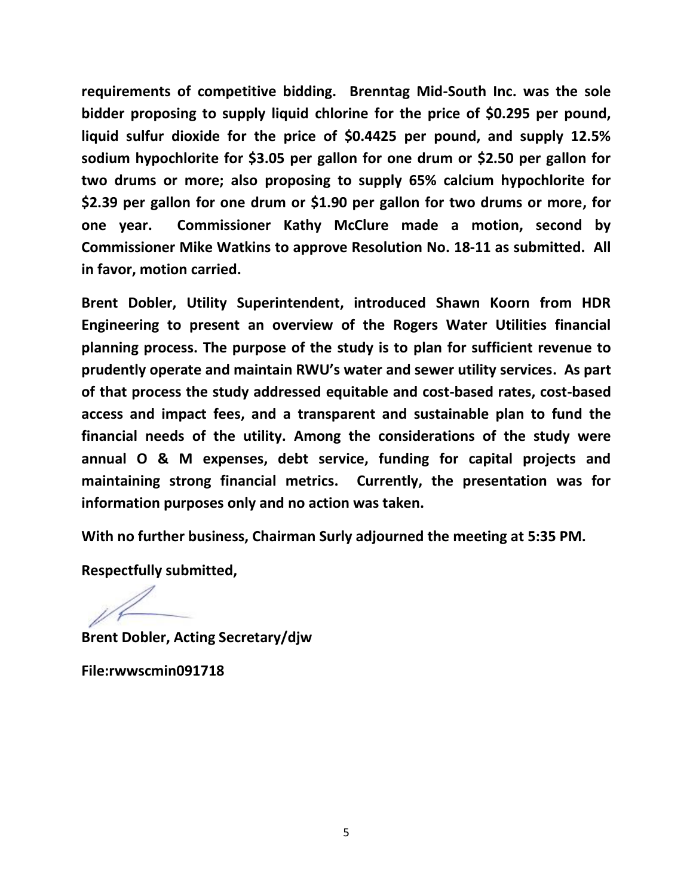**requirements of competitive bidding. Brenntag Mid-South Inc. was the sole bidder proposing to supply liquid chlorine for the price of $0.295 per pound, liquid sulfur dioxide for the price of $0.4425 per pound, and supply 12.5% sodium hypochlorite for $3.05 per gallon for one drum or $2.50 per gallon for two drums or more; also proposing to supply 65% calcium hypochlorite for $2.39 per gallon for one drum or $1.90 per gallon for two drums or more, for one year. Commissioner Kathy McClure made a motion, second by Commissioner Mike Watkins to approve Resolution No. 18-11 as submitted. All in favor, motion carried.**

**Brent Dobler, Utility Superintendent, introduced Shawn Koorn from HDR Engineering to present an overview of the Rogers Water Utilities financial planning process. The purpose of the study is to plan for sufficient revenue to prudently operate and maintain RWU's water and sewer utility services. As part of that process the study addressed equitable and cost-based rates, cost-based access and impact fees, and a transparent and sustainable plan to fund the financial needs of the utility. Among the considerations of the study were annual O & M expenses, debt service, funding for capital projects and maintaining strong financial metrics. Currently, the presentation was for information purposes only and no action was taken.**

**With no further business, Chairman Surly adjourned the meeting at 5:35 PM.**

**Respectfully submitted,**

**Brent Dobler, Acting Secretary/djw**

**File:rwwscmin091718**